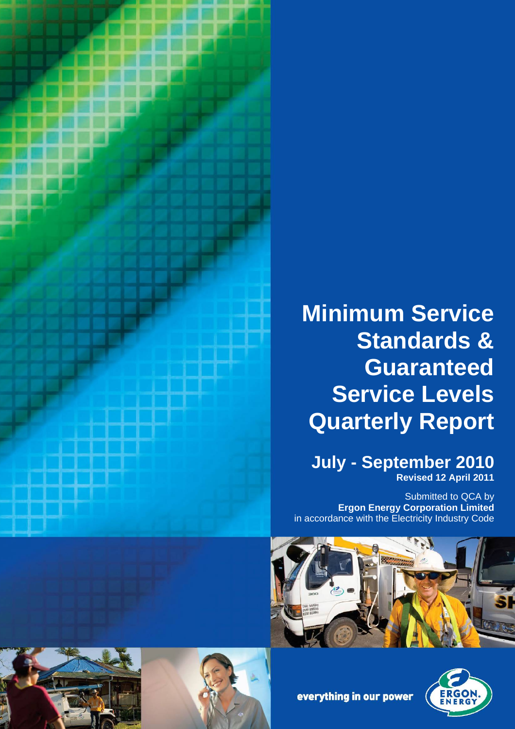# Minimum Service Standards & Guaranteed Service Levels Quarterly Report

## July - September 2010

**Revised 12 April 2011**

Submitted to QCA by
**Ergon Energy Corporation Limited**
in accordance with the Electricity Industry Code

everything in our power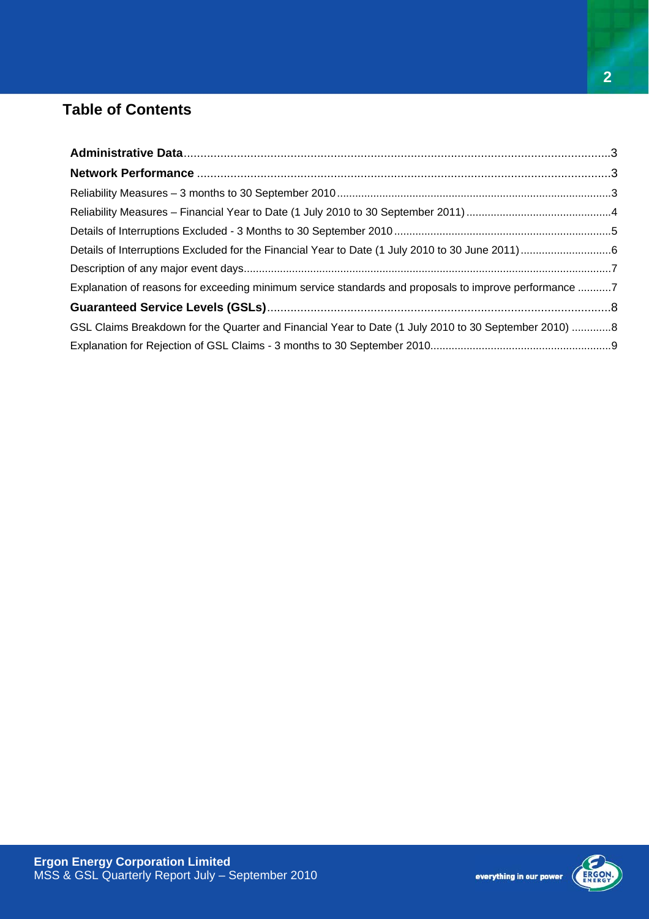## Table of Contents

**Administrative Data**..........3

**Network Performance**..........3

Reliability Measures – 3 months to 30 September 2010..........3

Reliability Measures – Financial Year to Date (1 July 2010 to 30 September 2011)..........4

Details of Interruptions Excluded - 3 Months to 30 September 2010..........5

Details of Interruptions Excluded for the Financial Year to Date (1 July 2010 to 30 June 2011)..........6

Description of any major event days..........7

Explanation of reasons for exceeding minimum service standards and proposals to improve performance..........7

**Guaranteed Service Levels (GSLs)**..........8

GSL Claims Breakdown for the Quarter and Financial Year to Date (1 July 2010 to 30 September 2010)..........8

Explanation for Rejection of GSL Claims - 3 months to 30 September 2010..........9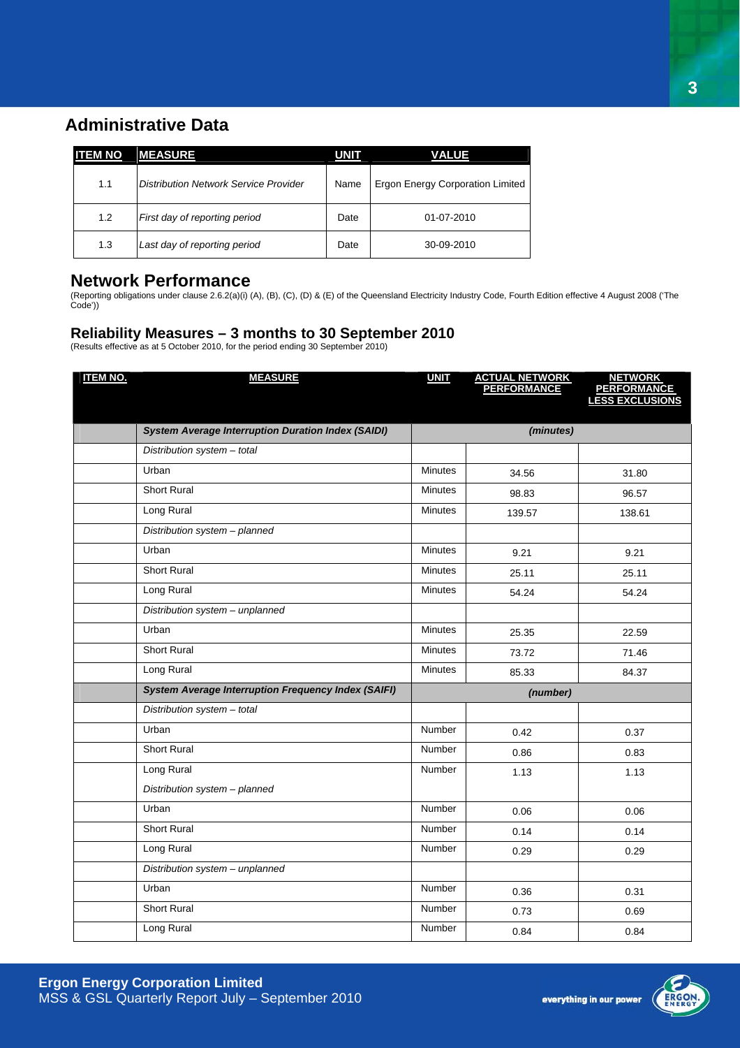## Administrative Data

| ITEM NO | MEASURE | UNIT | VALUE |
|---|---|---|---|
| 1.1 | *Distribution Network Service Provider* | Name | Ergon Energy Corporation Limited |
| 1.2 | *First day of reporting period* | Date | 01-07-2010 |
| 1.3 | *Last day of reporting period* | Date | 30-09-2010 |

## Network Performance

(Reporting obligations under clause 2.6.2(a)(i) (A), (B), (C), (D) & (E) of the Queensland Electricity Industry Code, Fourth Edition effective 4 August 2008 ('The Code'))

### Reliability Measures – 3 months to 30 September 2010

(Results effective as at 5 October 2010, for the period ending 30 September 2010)

| ITEM NO. | MEASURE | UNIT | ACTUAL NETWORK PERFORMANCE | NETWORK PERFORMANCE LESS EXCLUSIONS |
|---|---|---|---|---|
| | ***System Average Interruption Duration Index (SAIDI)*** | *(minutes)* | | |
| | *Distribution system – total* | | | |
| | Urban | Minutes | 34.56 | 31.80 |
| | Short Rural | Minutes | 98.83 | 96.57 |
| | Long Rural | Minutes | 139.57 | 138.61 |
| | *Distribution system – planned* | | | |
| | Urban | Minutes | 9.21 | 9.21 |
| | Short Rural | Minutes | 25.11 | 25.11 |
| | Long Rural | Minutes | 54.24 | 54.24 |
| | *Distribution system – unplanned* | | | |
| | Urban | Minutes | 25.35 | 22.59 |
| | Short Rural | Minutes | 73.72 | 71.46 |
| | Long Rural | Minutes | 85.33 | 84.37 |
| | ***System Average Interruption Frequency Index (SAIFI)*** | *(number)* | | |
| | *Distribution system – total* | | | |
| | Urban | Number | 0.42 | 0.37 |
| | Short Rural | Number | 0.86 | 0.83 |
| | Long Rural | Number | 1.13 | 1.13 |
| | *Distribution system – planned* | | | |
| | Urban | Number | 0.06 | 0.06 |
| | Short Rural | Number | 0.14 | 0.14 |
| | Long Rural | Number | 0.29 | 0.29 |
| | *Distribution system – unplanned* | | | |
| | Urban | Number | 0.36 | 0.31 |
| | Short Rural | Number | 0.73 | 0.69 |
| | Long Rural | Number | 0.84 | 0.84 |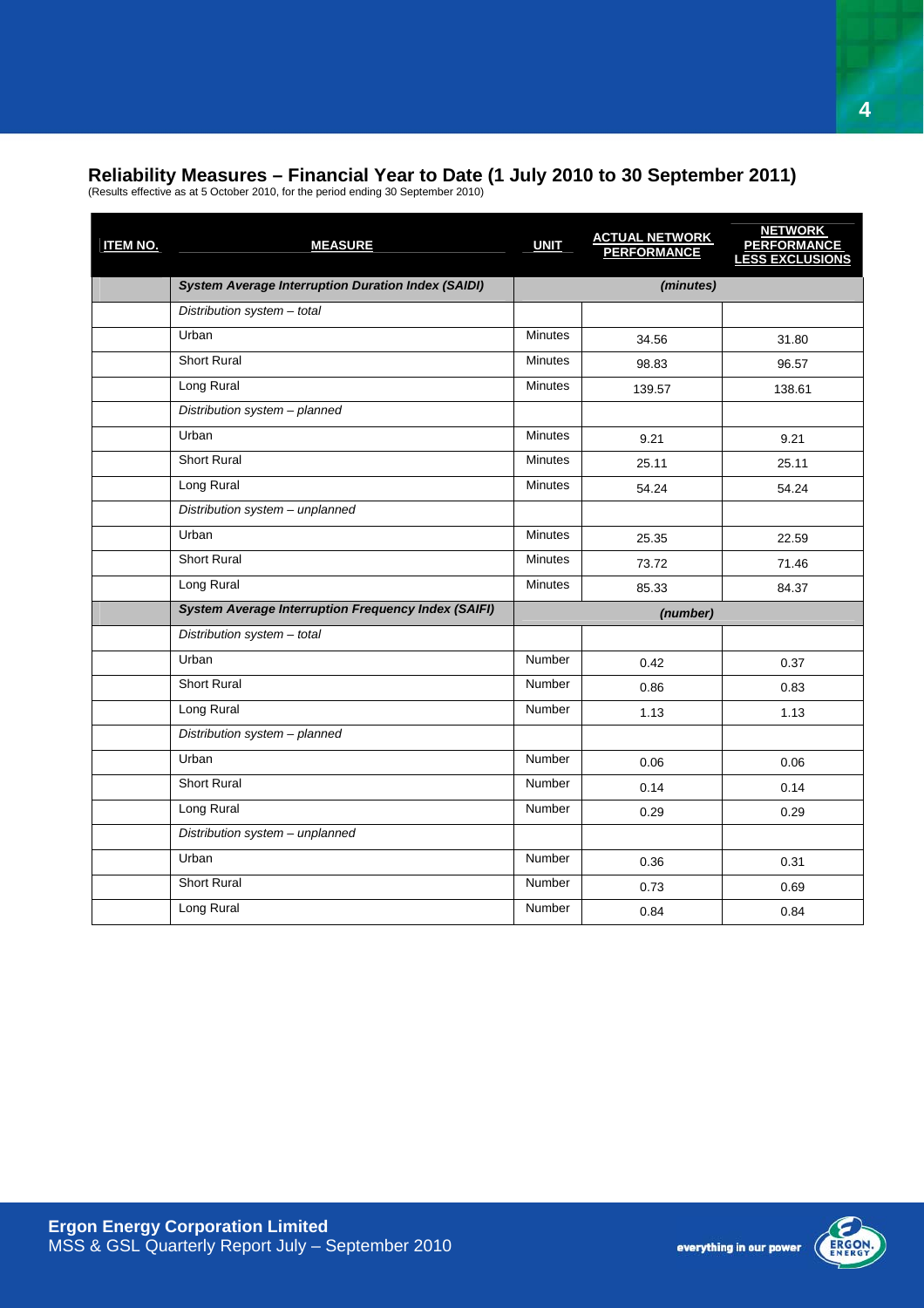## Reliability Measures – Financial Year to Date (1 July 2010 to 30 September 2011)

(Results effective as at 5 October 2010, for the period ending 30 September 2010)

| ITEM NO. | MEASURE | UNIT | ACTUAL NETWORK PERFORMANCE | NETWORK PERFORMANCE LESS EXCLUSIONS |
|---|---|---|---|---|
| | ***System Average Interruption Duration Index (SAIDI)*** | *(minutes)* | | |
| | *Distribution system – total* | | | |
| | Urban | Minutes | 34.56 | 31.80 |
| | Short Rural | Minutes | 98.83 | 96.57 |
| | Long Rural | Minutes | 139.57 | 138.61 |
| | *Distribution system – planned* | | | |
| | Urban | Minutes | 9.21 | 9.21 |
| | Short Rural | Minutes | 25.11 | 25.11 |
| | Long Rural | Minutes | 54.24 | 54.24 |
| | *Distribution system – unplanned* | | | |
| | Urban | Minutes | 25.35 | 22.59 |
| | Short Rural | Minutes | 73.72 | 71.46 |
| | Long Rural | Minutes | 85.33 | 84.37 |
| | ***System Average Interruption Frequency Index (SAIFI)*** | *(number)* | | |
| | *Distribution system – total* | | | |
| | Urban | Number | 0.42 | 0.37 |
| | Short Rural | Number | 0.86 | 0.83 |
| | Long Rural | Number | 1.13 | 1.13 |
| | *Distribution system – planned* | | | |
| | Urban | Number | 0.06 | 0.06 |
| | Short Rural | Number | 0.14 | 0.14 |
| | Long Rural | Number | 0.29 | 0.29 |
| | *Distribution system – unplanned* | | | |
| | Urban | Number | 0.36 | 0.31 |
| | Short Rural | Number | 0.73 | 0.69 |
| | Long Rural | Number | 0.84 | 0.84 |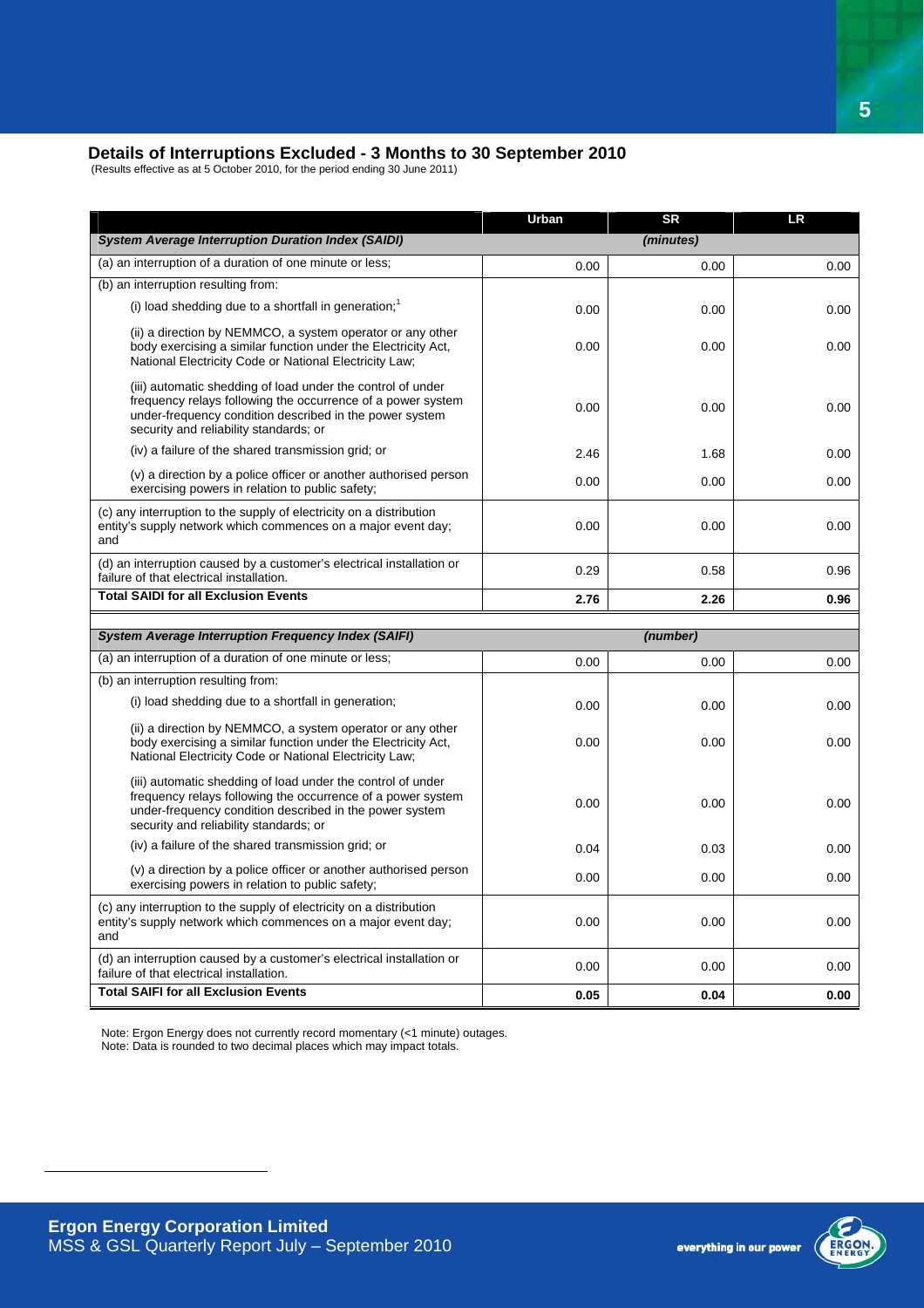## Details of Interruptions Excluded - 3 Months to 30 September 2010

(Results effective as at 5 October 2010, for the period ending 30 June 2011)

| | Urban | SR | LR |
|---|---|---|---|
| ***System Average Interruption Duration Index (SAIDI)*** | | ***(minutes)*** | |
| (a) an interruption of a duration of one minute or less; | 0.00 | 0.00 | 0.00 |
| (b) an interruption resulting from: | | | |
| (i) load shedding due to a shortfall in generation;[1] | 0.00 | 0.00 | 0.00 |
| (ii) a direction by NEMMCO, a system operator or any other body exercising a similar function under the Electricity Act, National Electricity Code or National Electricity Law; | 0.00 | 0.00 | 0.00 |
| (iii) automatic shedding of load under the control of under frequency relays following the occurrence of a power system under-frequency condition described in the power system security and reliability standards; or | 0.00 | 0.00 | 0.00 |
| (iv) a failure of the shared transmission grid; or | 2.46 | 1.68 | 0.00 |
| (v) a direction by a police officer or another authorised person exercising powers in relation to public safety; | 0.00 | 0.00 | 0.00 |
| (c) any interruption to the supply of electricity on a distribution entity's supply network which commences on a major event day; and | 0.00 | 0.00 | 0.00 |
| (d) an interruption caused by a customer's electrical installation or failure of that electrical installation. | 0.29 | 0.58 | 0.96 |
| **Total SAIDI for all Exclusion Events** | **2.76** | **2.26** | **0.96** |
| ***System Average Interruption Frequency Index (SAIFI)*** | | ***(number)*** | |
| (a) an interruption of a duration of one minute or less; | 0.00 | 0.00 | 0.00 |
| (b) an interruption resulting from: | | | |
| (i) load shedding due to a shortfall in generation; | 0.00 | 0.00 | 0.00 |
| (ii) a direction by NEMMCO, a system operator or any other body exercising a similar function under the Electricity Act, National Electricity Code or National Electricity Law; | 0.00 | 0.00 | 0.00 |
| (iii) automatic shedding of load under the control of under frequency relays following the occurrence of a power system under-frequency condition described in the power system security and reliability standards; or | 0.00 | 0.00 | 0.00 |
| (iv) a failure of the shared transmission grid; or | 0.04 | 0.03 | 0.00 |
| (v) a direction by a police officer or another authorised person exercising powers in relation to public safety; | 0.00 | 0.00 | 0.00 |
| (c) any interruption to the supply of electricity on a distribution entity's supply network which commences on a major event day; and | 0.00 | 0.00 | 0.00 |
| (d) an interruption caused by a customer's electrical installation or failure of that electrical installation. | 0.00 | 0.00 | 0.00 |
| **Total SAIFI for all Exclusion Events** | **0.05** | **0.04** | **0.00** |

Note: Ergon Energy does not currently record momentary (<1 minute) outages.
Note: Data is rounded to two decimal places which may impact totals.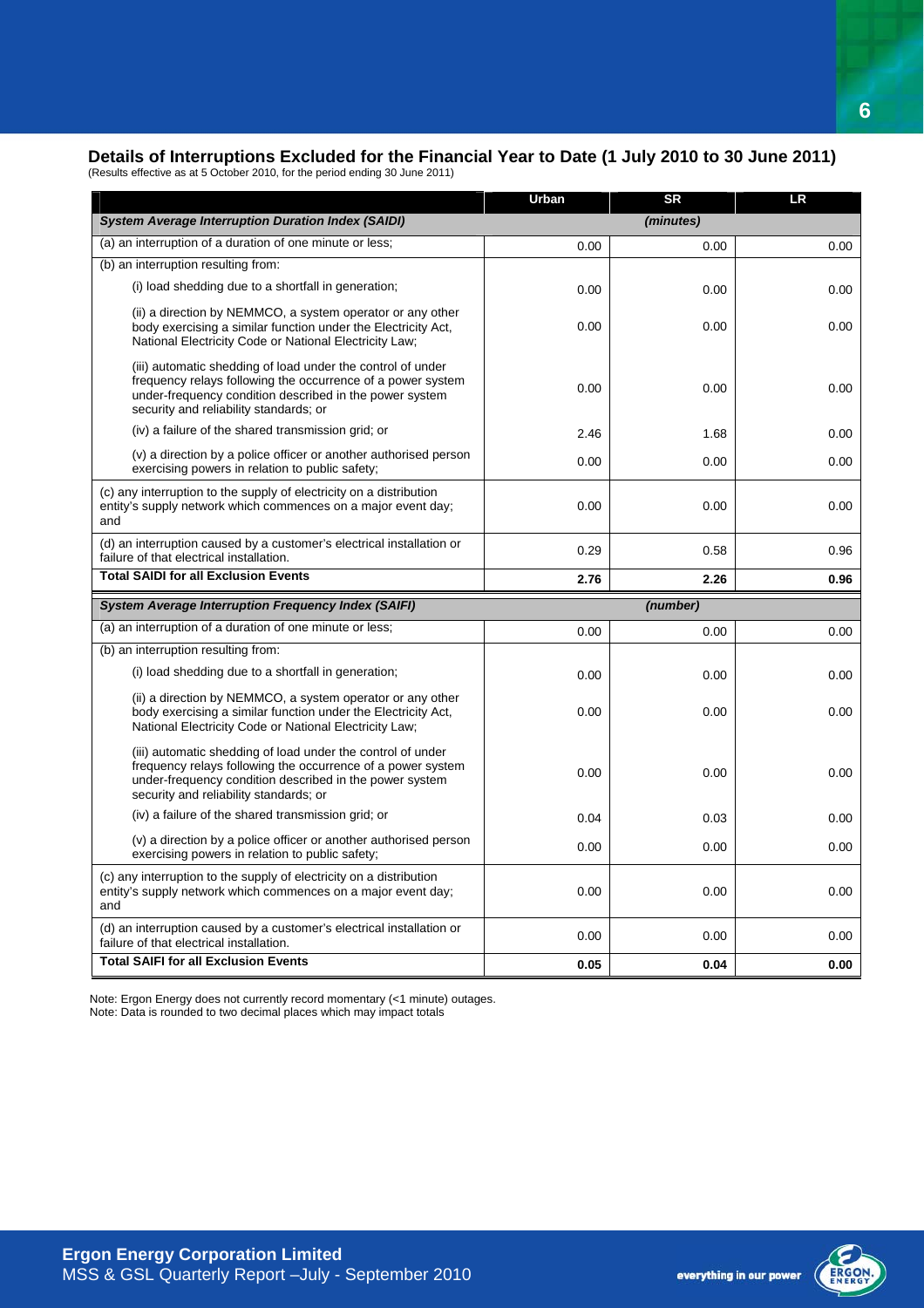## Details of Interruptions Excluded for the Financial Year to Date (1 July 2010 to 30 June 2011)

(Results effective as at 5 October 2010, for the period ending 30 June 2011)

| | Urban | SR | LR |
|---|---|---|---|
| ***System Average Interruption Duration Index (SAIDI)*** | | *(minutes)* | |
| (a) an interruption of a duration of one minute or less; | 0.00 | 0.00 | 0.00 |
| (b) an interruption resulting from: | | | |
| (i) load shedding due to a shortfall in generation; | 0.00 | 0.00 | 0.00 |
| (ii) a direction by NEMMCO, a system operator or any other body exercising a similar function under the Electricity Act, National Electricity Code or National Electricity Law; | 0.00 | 0.00 | 0.00 |
| (iii) automatic shedding of load under the control of under frequency relays following the occurrence of a power system under-frequency condition described in the power system security and reliability standards; or | 0.00 | 0.00 | 0.00 |
| (iv) a failure of the shared transmission grid; or | 2.46 | 1.68 | 0.00 |
| (v) a direction by a police officer or another authorised person exercising powers in relation to public safety; | 0.00 | 0.00 | 0.00 |
| (c) any interruption to the supply of electricity on a distribution entity's supply network which commences on a major event day; and | 0.00 | 0.00 | 0.00 |
| (d) an interruption caused by a customer's electrical installation or failure of that electrical installation. | 0.29 | 0.58 | 0.96 |
| **Total SAIDI for all Exclusion Events** | **2.76** | **2.26** | **0.96** |
| ***System Average Interruption Frequency Index (SAIFI)*** | | *(number)* | |
| (a) an interruption of a duration of one minute or less; | 0.00 | 0.00 | 0.00 |
| (b) an interruption resulting from: | | | |
| (i) load shedding due to a shortfall in generation; | 0.00 | 0.00 | 0.00 |
| (ii) a direction by NEMMCO, a system operator or any other body exercising a similar function under the Electricity Act, National Electricity Code or National Electricity Law; | 0.00 | 0.00 | 0.00 |
| (iii) automatic shedding of load under the control of under frequency relays following the occurrence of a power system under-frequency condition described in the power system security and reliability standards; or | 0.00 | 0.00 | 0.00 |
| (iv) a failure of the shared transmission grid; or | 0.04 | 0.03 | 0.00 |
| (v) a direction by a police officer or another authorised person exercising powers in relation to public safety; | 0.00 | 0.00 | 0.00 |
| (c) any interruption to the supply of electricity on a distribution entity's supply network which commences on a major event day; and | 0.00 | 0.00 | 0.00 |
| (d) an interruption caused by a customer's electrical installation or failure of that electrical installation. | 0.00 | 0.00 | 0.00 |
| **Total SAIFI for all Exclusion Events** | **0.05** | **0.04** | **0.00** |

Note: Ergon Energy does not currently record momentary (<1 minute) outages.
Note: Data is rounded to two decimal places which may impact totals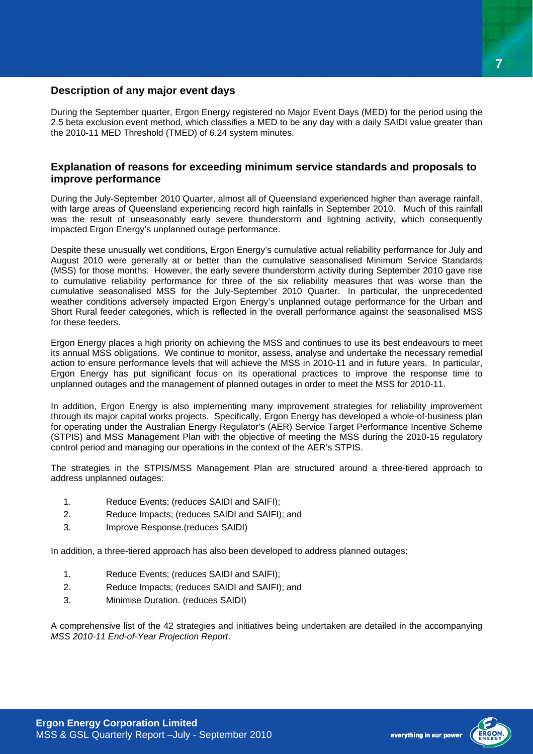## Description of any major event days

During the September quarter, Ergon Energy registered no Major Event Days (MED) for the period using the 2.5 beta exclusion event method, which classifies a MED to be any day with a daily SAIDI value greater than the 2010-11 MED Threshold (TMED) of 6.24 system minutes.

## Explanation of reasons for exceeding minimum service standards and proposals to improve performance

During the July-September 2010 Quarter, almost all of Queensland experienced higher than average rainfall, with large areas of Queensland experiencing record high rainfalls in September 2010. Much of this rainfall was the result of unseasonably early severe thunderstorm and lightning activity, which consequently impacted Ergon Energy's unplanned outage performance.

Despite these unusually wet conditions, Ergon Energy's cumulative actual reliability performance for July and August 2010 were generally at or better than the cumulative seasonalised Minimum Service Standards (MSS) for those months. However, the early severe thunderstorm activity during September 2010 gave rise to cumulative reliability performance for three of the six reliability measures that was worse than the cumulative seasonalised MSS for the July-September 2010 Quarter. In particular, the unprecedented weather conditions adversely impacted Ergon Energy's unplanned outage performance for the Urban and Short Rural feeder categories, which is reflected in the overall performance against the seasonalised MSS for these feeders.

Ergon Energy places a high priority on achieving the MSS and continues to use its best endeavours to meet its annual MSS obligations. We continue to monitor, assess, analyse and undertake the necessary remedial action to ensure performance levels that will achieve the MSS in 2010-11 and in future years. In particular, Ergon Energy has put significant focus on its operational practices to improve the response time to unplanned outages and the management of planned outages in order to meet the MSS for 2010-11.

In addition, Ergon Energy is also implementing many improvement strategies for reliability improvement through its major capital works projects. Specifically, Ergon Energy has developed a whole-of-business plan for operating under the Australian Energy Regulator's (AER) Service Target Performance Incentive Scheme (STPIS) and MSS Management Plan with the objective of meeting the MSS during the 2010-15 regulatory control period and managing our operations in the context of the AER's STPIS.

The strategies in the STPIS/MSS Management Plan are structured around a three-tiered approach to address unplanned outages:

1. Reduce Events; (reduces SAIDI and SAIFI);
2. Reduce Impacts; (reduces SAIDI and SAIFI); and
3. Improve Response.(reduces SAIDI)

In addition, a three-tiered approach has also been developed to address planned outages:

1. Reduce Events; (reduces SAIDI and SAIFI);
2. Reduce Impacts; (reduces SAIDI and SAIFI); and
3. Minimise Duration. (reduces SAIDI)

A comprehensive list of the 42 strategies and initiatives being undertaken are detailed in the accompanying *MSS 2010-11 End-of-Year Projection Report*.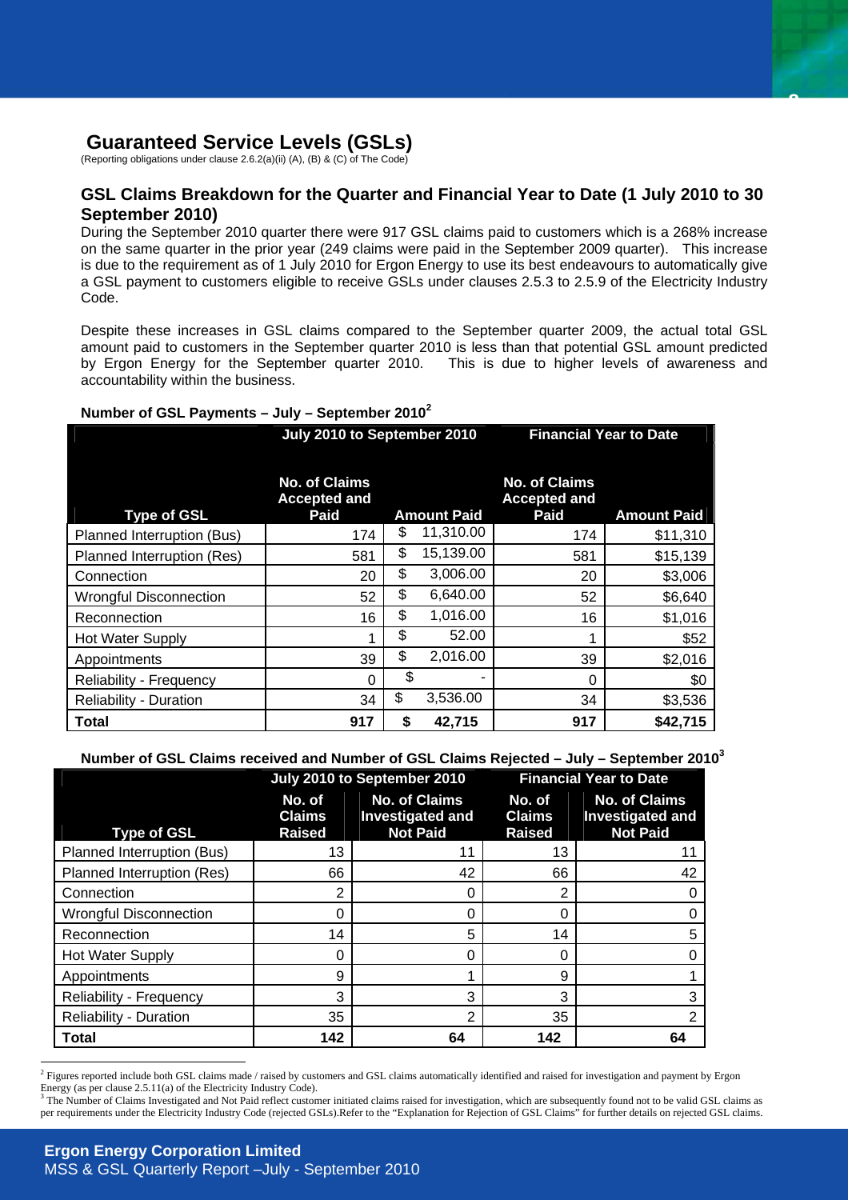## Guaranteed Service Levels (GSLs)

(Reporting obligations under clause 2.6.2(a)(ii) (A), (B) & (C) of The Code)

### GSL Claims Breakdown for the Quarter and Financial Year to Date (1 July 2010 to 30 September 2010)

During the September 2010 quarter there were 917 GSL claims paid to customers which is a 268% increase on the same quarter in the prior year (249 claims were paid in the September 2009 quarter). This increase is due to the requirement as of 1 July 2010 for Ergon Energy to use its best endeavours to automatically give a GSL payment to customers eligible to receive GSLs under clauses 2.5.3 to 2.5.9 of the Electricity Industry Code.

Despite these increases in GSL claims compared to the September quarter 2009, the actual total GSL amount paid to customers in the September quarter 2010 is less than that potential GSL amount predicted by Ergon Energy for the September quarter 2010. This is due to higher levels of awareness and accountability within the business.

**Number of GSL Payments – July – September 2010[2]**

| | July 2010 to September 2010 | | Financial Year to Date | |
|---|---|---|---|---|
| **Type of GSL** | **No. of Claims Accepted and Paid** | **Amount Paid** | **No. of Claims Accepted and Paid** | **Amount Paid** |
| Planned Interruption (Bus) | 174 | $ 11,310.00 | 174 | $11,310 |
| Planned Interruption (Res) | 581 | $ 15,139.00 | 581 | $15,139 |
| Connection | 20 | $ 3,006.00 | 20 | $3,006 |
| Wrongful Disconnection | 52 | $ 6,640.00 | 52 | $6,640 |
| Reconnection | 16 | $ 1,016.00 | 16 | $1,016 |
| Hot Water Supply | 1 | $ 52.00 | 1 | $52 |
| Appointments | 39 | $ 2,016.00 | 39 | $2,016 |
| Reliability - Frequency | 0 | $ - | 0 | $0 |
| Reliability - Duration | 34 | $ 3,536.00 | 34 | $3,536 |
| **Total** | **917** | **$ 42,715** | **917** | **$42,715** |

**Number of GSL Claims received and Number of GSL Claims Rejected – July – September 2010[3]**

| | July 2010 to September 2010 | | Financial Year to Date | |
|---|---|---|---|---|
| **Type of GSL** | **No. of Claims Raised** | **No. of Claims Investigated and Not Paid** | **No. of Claims Raised** | **No. of Claims Investigated and Not Paid** |
| Planned Interruption (Bus) | 13 | 11 | 13 | 11 |
| Planned Interruption (Res) | 66 | 42 | 66 | 42 |
| Connection | 2 | 0 | 2 | 0 |
| Wrongful Disconnection | 0 | 0 | 0 | 0 |
| Reconnection | 14 | 5 | 14 | 5 |
| Hot Water Supply | 0 | 0 | 0 | 0 |
| Appointments | 9 | 1 | 9 | 1 |
| Reliability - Frequency | 3 | 3 | 3 | 3 |
| Reliability - Duration | 35 | 2 | 35 | 2 |
| **Total** | **142** | **64** | **142** | **64** |

[2] Figures reported include both GSL claims made / raised by customers and GSL claims automatically identified and raised for investigation and payment by Ergon Energy (as per clause 2.5.11(a) of the Electricity Industry Code).

[3] The Number of Claims Investigated and Not Paid reflect customer initiated claims raised for investigation, which are subsequently found not to be valid GSL claims as per requirements under the Electricity Industry Code (rejected GSLs).Refer to the "Explanation for Rejection of GSL Claims" for further details on rejected GSL claims.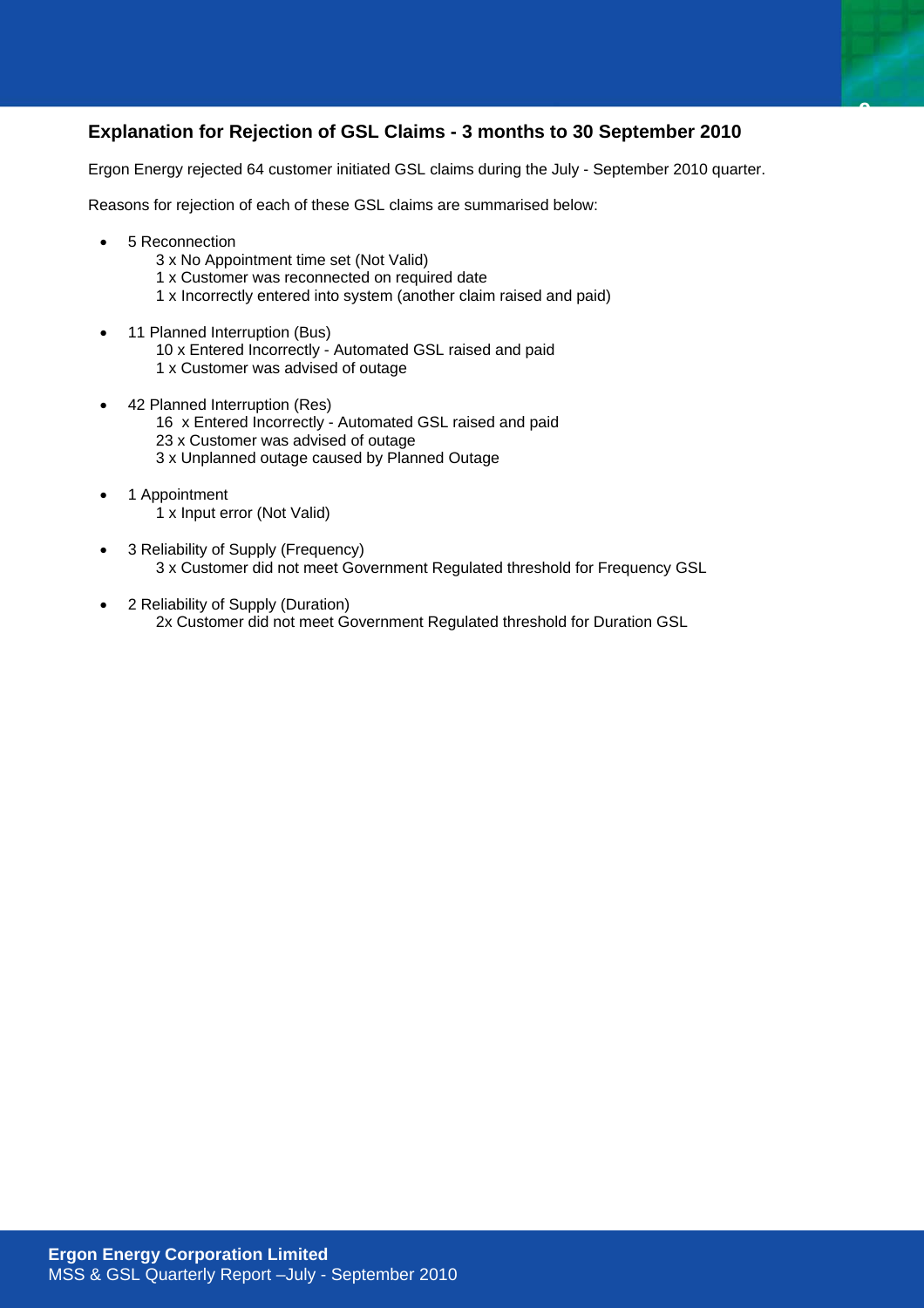## Explanation for Rejection of GSL Claims - 3 months to 30 September 2010

Ergon Energy rejected 64 customer initiated GSL claims during the July - September 2010 quarter.

Reasons for rejection of each of these GSL claims are summarised below:

- 5 Reconnection
  - 3 x No Appointment time set (Not Valid)
  - 1 x Customer was reconnected on required date
  - 1 x Incorrectly entered into system (another claim raised and paid)
- 11 Planned Interruption (Bus)
  - 10 x Entered Incorrectly - Automated GSL raised and paid
  - 1 x Customer was advised of outage
- 42 Planned Interruption (Res)
  - 16 x Entered Incorrectly - Automated GSL raised and paid
  - 23 x Customer was advised of outage
  - 3 x Unplanned outage caused by Planned Outage
- 1 Appointment
  - 1 x Input error (Not Valid)
- 3 Reliability of Supply (Frequency)
  - 3 x Customer did not meet Government Regulated threshold for Frequency GSL
- 2 Reliability of Supply (Duration)
  - 2x Customer did not meet Government Regulated threshold for Duration GSL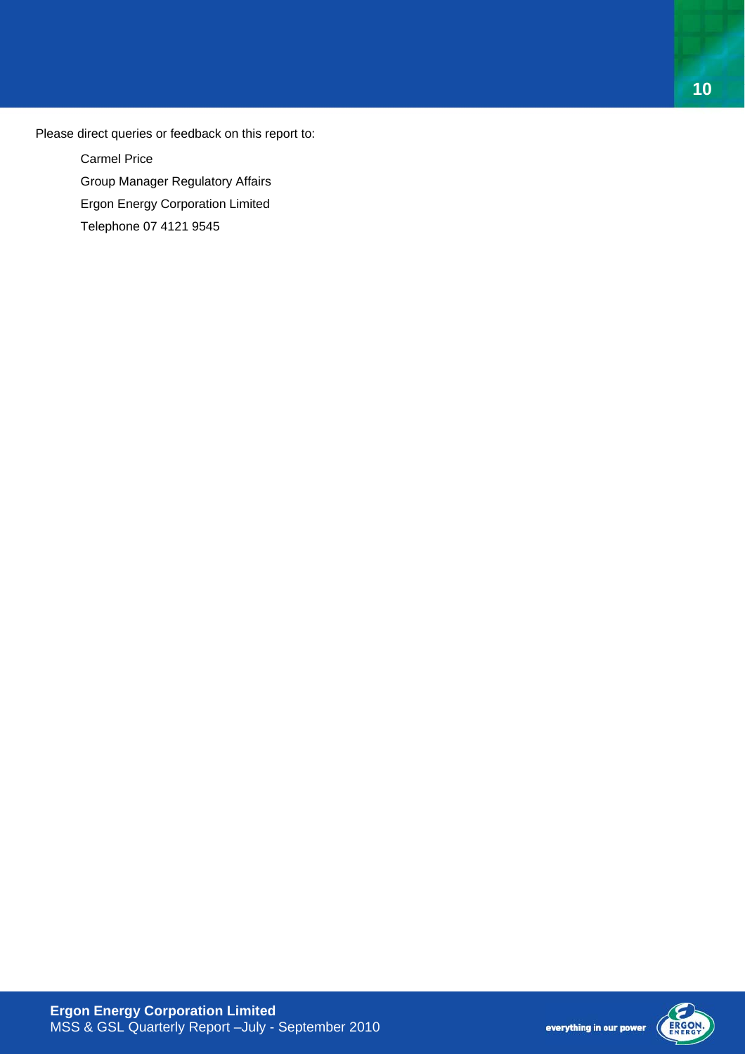Please direct queries or feedback on this report to:

Carmel Price

Group Manager Regulatory Affairs

Ergon Energy Corporation Limited

Telephone 07 4121 9545